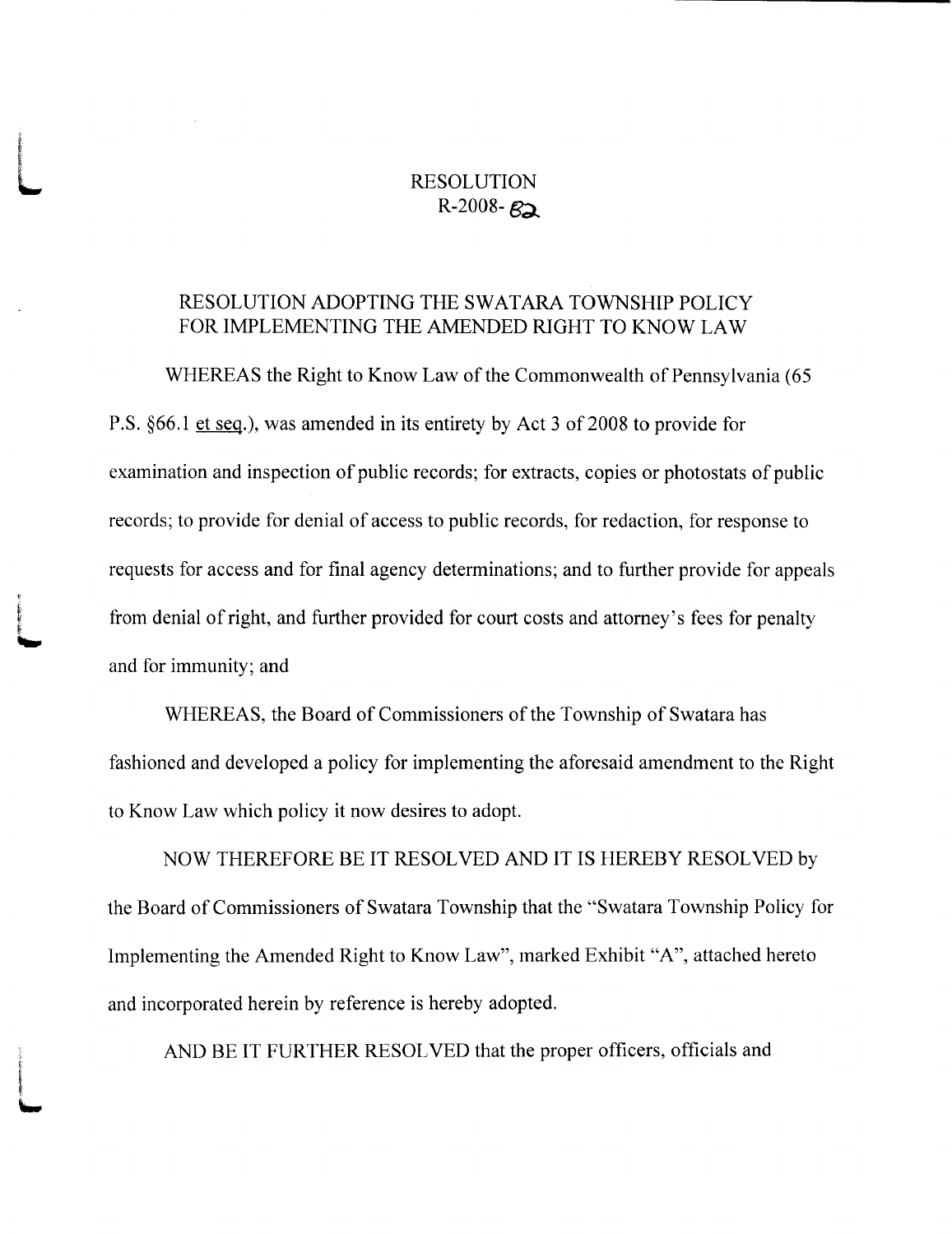# RESOLUTION
## R-2008-82

### RESOLUTION ADOPTING THE SWATARA TOWNSHIP POLICY FOR IMPLEMENTING THE AMENDED RIGHT TO KNOW LAW

WHEREAS the Right to Know Law of the Commonwealth of Pennsylvania (65 P.S. §66.1 et seq.), was amended in its entirety by Act 3 of 2008 to provide for examination and inspection of public records; for extracts, copies or photostats of public records; to provide for denial of access to public records, for redaction, for response to requests for access and for final agency determinations; and to further provide for appeals from denial of right, and further provided for court costs and attorney's fees for penalty and for immunity; and

WHEREAS, the Board of Commissioners of the Township of Swatara has fashioned and developed a policy for implementing the aforesaid amendment to the Right to Know Law which policy it now desires to adopt.

NOW THEREFORE BE IT RESOLVED AND IT IS HEREBY RESOLVED by the Board of Commissioners of Swatara Township that the "Swatara Township Policy for Implementing the Amended Right to Know Law", marked Exhibit "A", attached hereto and incorporated herein by reference is hereby adopted.

AND BE IT FURTHER RESOLVED that the proper officers, officials and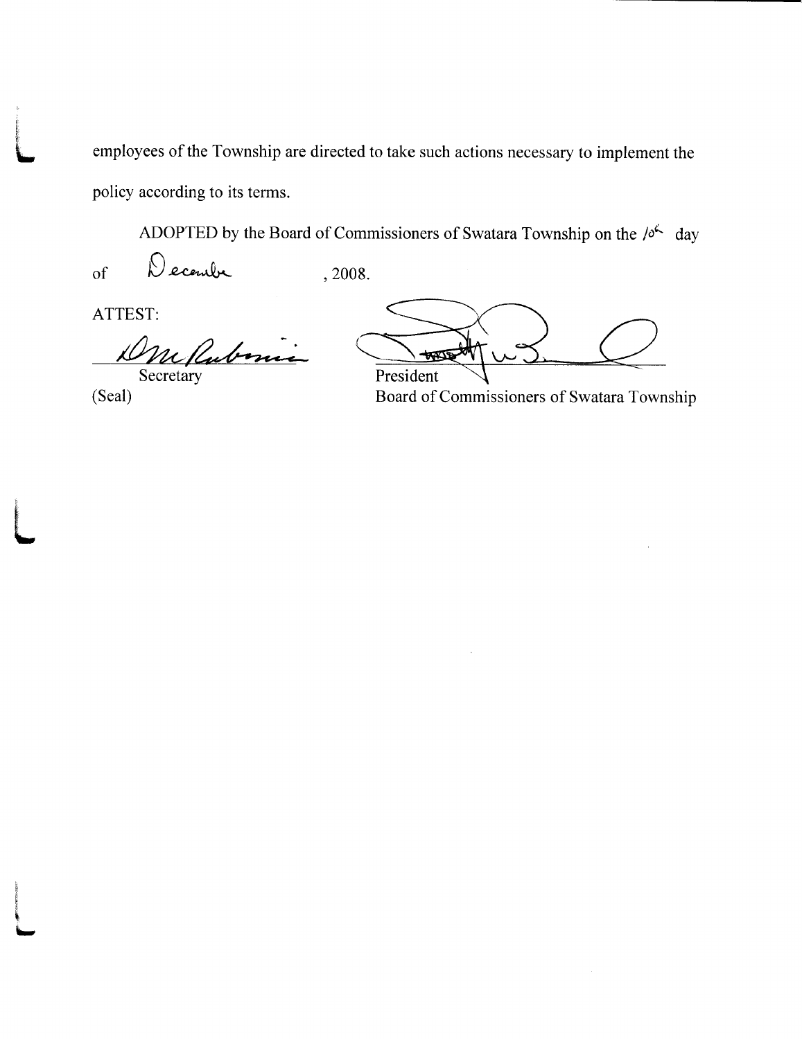employees of the Township are directed to take such actions necessary to implement the policy according to its terms.

ADOPTED by the Board of Commissioners of Swatara Township on the 10th day of December, 2008.

ATTEST:

Secretary

(Seal)

President

Board of Commissioners of Swatara Township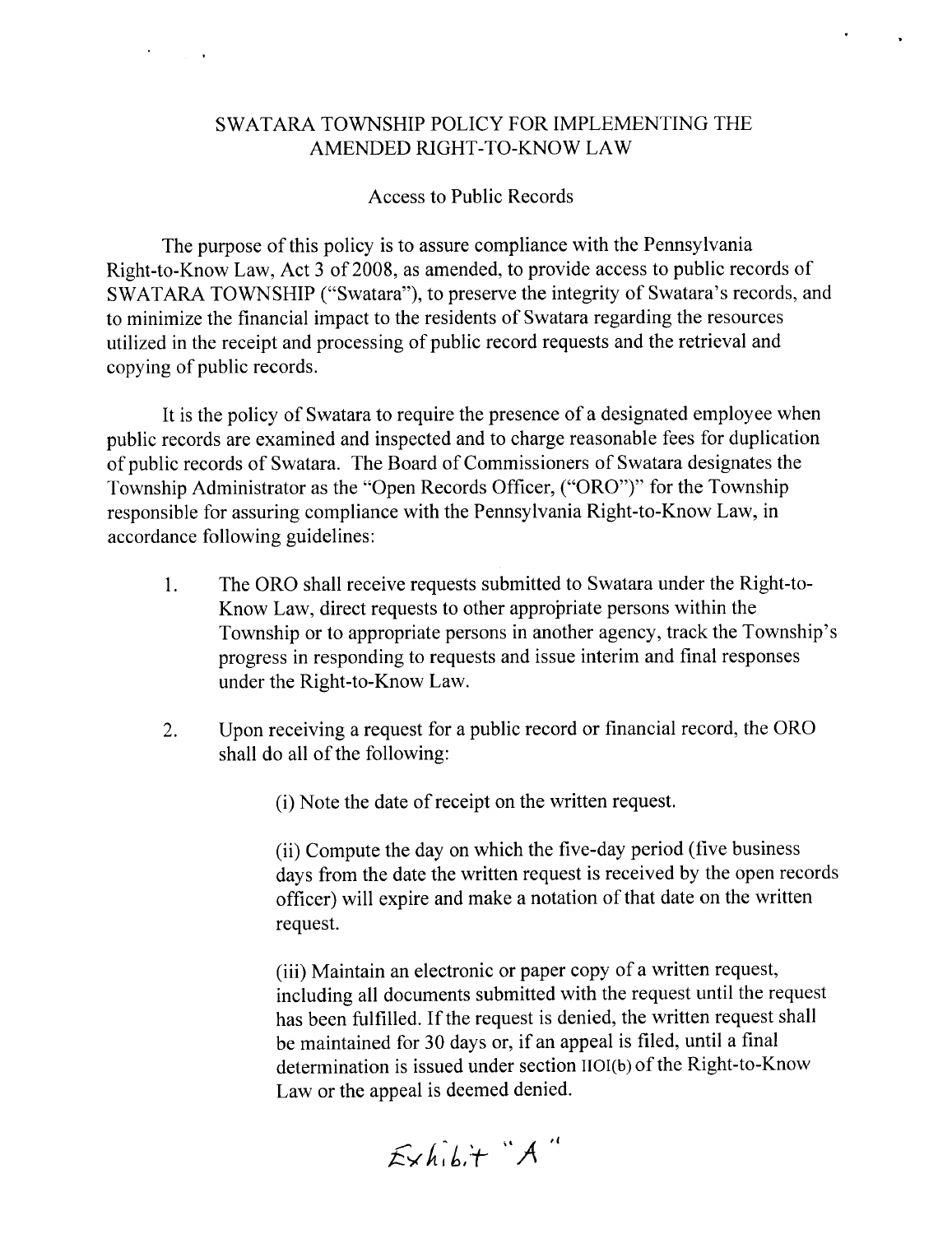SWATARA TOWNSHIP POLICY FOR IMPLEMENTING THE AMENDED RIGHT-TO-KNOW LAW

Access to Public Records

The purpose of this policy is to assure compliance with the Pennsylvania Right-to-Know Law, Act 3 of 2008, as amended, to provide access to public records of SWATARA TOWNSHIP ("Swatara"), to preserve the integrity of Swatara's records, and to minimize the financial impact to the residents of Swatara regarding the resources utilized in the receipt and processing of public record requests and the retrieval and copying of public records.

It is the policy of Swatara to require the presence of a designated employee when public records are examined and inspected and to charge reasonable fees for duplication of public records of Swatara. The Board of Commissioners of Swatara designates the Township Administrator as the "Open Records Officer, ("ORO")" for the Township responsible for assuring compliance with the Pennsylvania Right-to-Know Law, in accordance following guidelines:

1. The ORO shall receive requests submitted to Swatara under the Right-to-Know Law, direct requests to other appropriate persons within the Township or to appropriate persons in another agency, track the Township's progress in responding to requests and issue interim and final responses under the Right-to-Know Law.

2. Upon receiving a request for a public record or financial record, the ORO shall do all of the following:

   (i) Note the date of receipt on the written request.

   (ii) Compute the day on which the five-day period (five business days from the date the written request is received by the open records officer) will expire and make a notation of that date on the written request.

   (iii) Maintain an electronic or paper copy of a written request, including all documents submitted with the request until the request has fulfilled. If the request is denied, the written request shall be maintained for 30 days or, if an appeal is filed, until a final determination is issued under section 1101(b) of the Right-to-Know Law or the appeal is deemed denied.

Exhibit "A"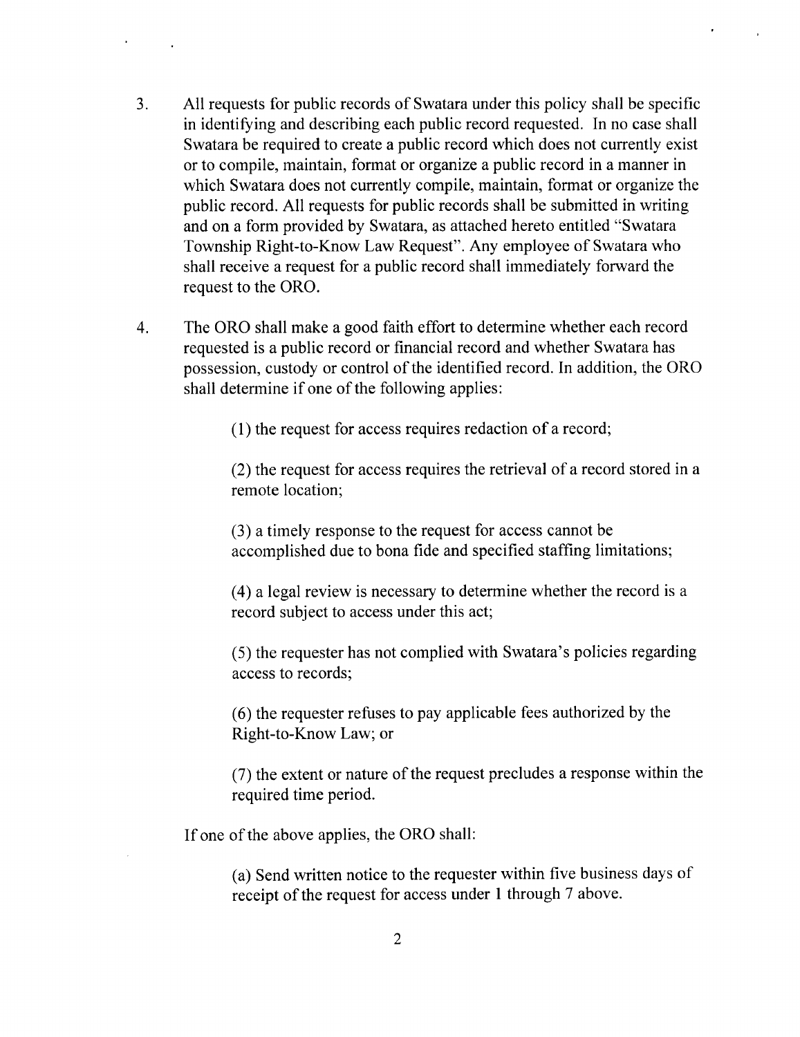3. All requests for public records of Swatara under this policy shall be specific in identifying and describing each public record requested. In no case shall Swatara be required to create a public record which does not currently exist or to compile, maintain, format or organize a public record in a manner in which Swatara does not currently compile, maintain, format or organize the public record. All requests for public records shall be submitted in writing and on a form provided by Swatara, as attached hereto entitled "Swatara Township Right-to-Know Law Request". Any employee of Swatara who shall receive a request for a public record shall immediately forward the request to the ORO.

4. The ORO shall make a good faith effort to determine whether each record requested is a public record or financial record and whether Swatara has possession, custody or control of the identified record. In addition, the ORO shall determine if one of the following applies:

   (1) the request for access requires redaction of a record;

   (2) the request for access requires the retrieval of a record stored in a remote location;

   (3) a timely response to the request for access cannot be accomplished due to bona fide and specified staffing limitations;

   (4) a legal review is necessary to determine whether the record is a record subject to access under this act;

   (5) the requester has not complied with Swatara's policies regarding access to records;

   (6) the requester refuses to pay applicable fees authorized by the Right-to-Know Law; or

   (7) the extent or nature of the request precludes a response within the required time period.

   If one of the above applies, the ORO shall:

   (a) Send written notice to the requester within five business days of receipt of the request for access under 1 through 7 above.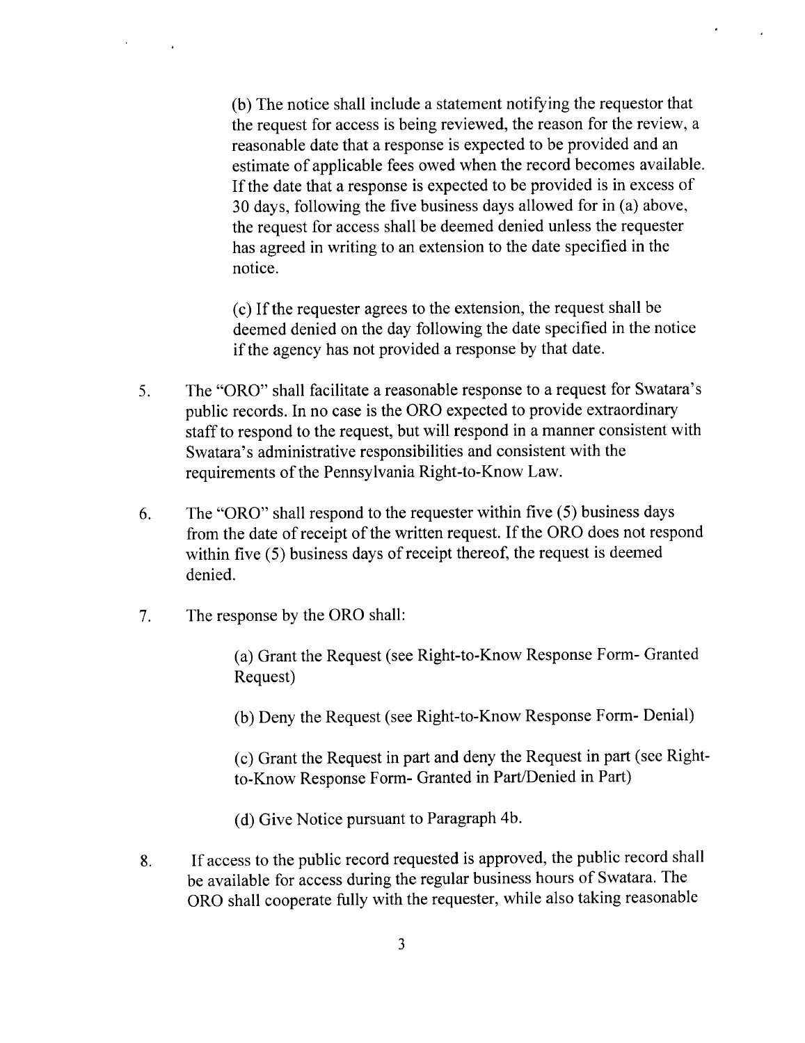(b) The notice shall include a statement notifying the requestor that the request for access is being reviewed, the reason for the review, a reasonable date that a response is expected to be provided and an estimate of applicable fees owed when the record becomes available. If the date that a response is expected to be provided is in excess of 30 days, following the five business days allowed for in (a) above, the request for access shall be deemed denied unless the requester has agreed in writing to an extension to the date specified in the notice.

(c) If the requester agrees to the extension, the request shall be deemed denied on the day following the date specified in the notice if the agency has not provided a response by that date.

5. The "ORO" shall facilitate a reasonable response to a request for Swatara's public records. In no case is the ORO expected to provide extraordinary staff to respond to the request, but will respond in a manner consistent with Swatara's administrative responsibilities and consistent with the requirements of the Pennsylvania Right-to-Know Law.

6. The "ORO" shall respond to the requester within five (5) business days from the date of receipt of the written request. If the ORO does not respond within five (5) business days of receipt thereof, the request is deemed denied.

7. The response by the ORO shall:

   (a) Grant the Request (see Right-to-Know Response Form- Granted Request)

   (b) Deny the Request (see Right-to-Know Response Form- Denial)

   (c) Grant the Request in part and deny the Request in part (see Right-to-Know Response Form- Granted in Part/Denied in Part)

   (d) Give Notice pursuant to Paragraph 4b.

8. If access to the public record requested is approved, the public record shall be available for access during the regular business hours of Swatara. The ORO shall cooperate fully with the requester, while also taking reasonable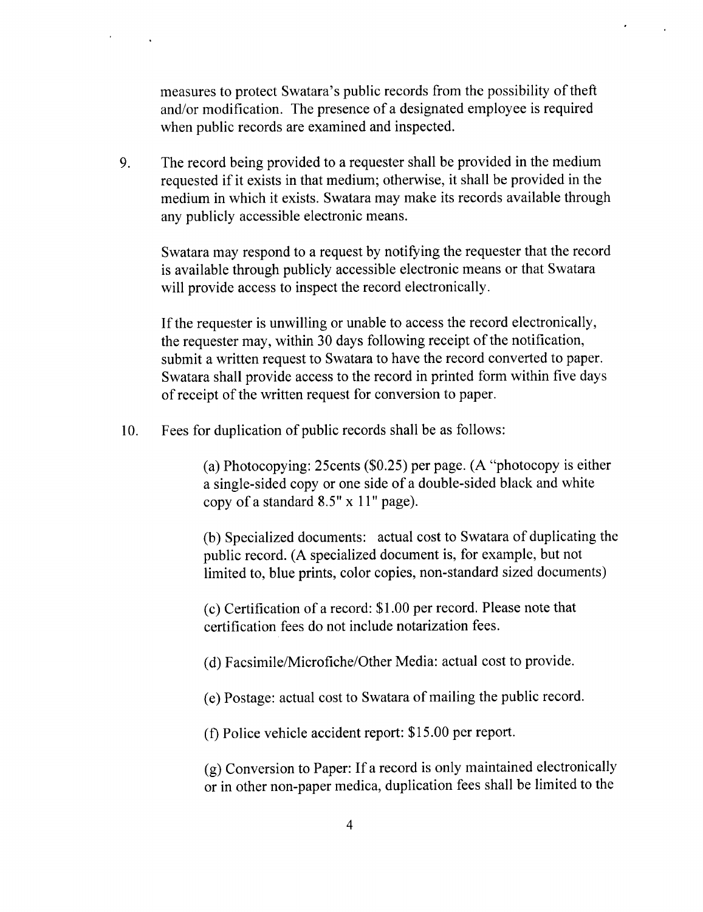measures to protect Swatara's public records from the possibility of theft and/or modification. The presence of a designated employee is required when public records are examined and inspected.

9. The record being provided to a requester shall be provided in the medium requested if it exists in that medium; otherwise, it shall be provided in the medium in which it exists. Swatara may make its records available through any publicly accessible electronic means.

   Swatara may respond to a request by notifying the requester that the record is available through publicly accessible electronic means or that Swatara will provide access to inspect the record electronically.

   If the requester is unwilling or unable to access the record electronically, the requester may, within 30 days following receipt of the notification, submit a written request to Swatara to have the record converted to paper. Swatara shall provide access to the record in printed form within five days of receipt of the written request for conversion to paper.

10. Fees for duplication of public records shall be as follows:

    (a) Photocopying: 25cents ($0.25) per page. (A "photocopy is either a single-sided copy or one side of a double-sided black and white copy of a standard 8.5" x 11" page).

    (b) Specialized documents: actual cost to Swatara of duplicating the public record. (A specialized document is, for example, but not limited to, blue prints, color copies, non-standard sized documents)

    (c) Certification of a record: $1.00 per record. Please note that certification fees do not include notarization fees.

    (d) Facsimile/Microfiche/Other Media: actual cost to provide.

    (e) Postage: actual cost to Swatara of mailing the public record.

    (f) Police vehicle accident report: $15.00 per report.

    (g) Conversion to Paper: If a record is only maintained electronically or in other non-paper medica, duplication fees shall be limited to the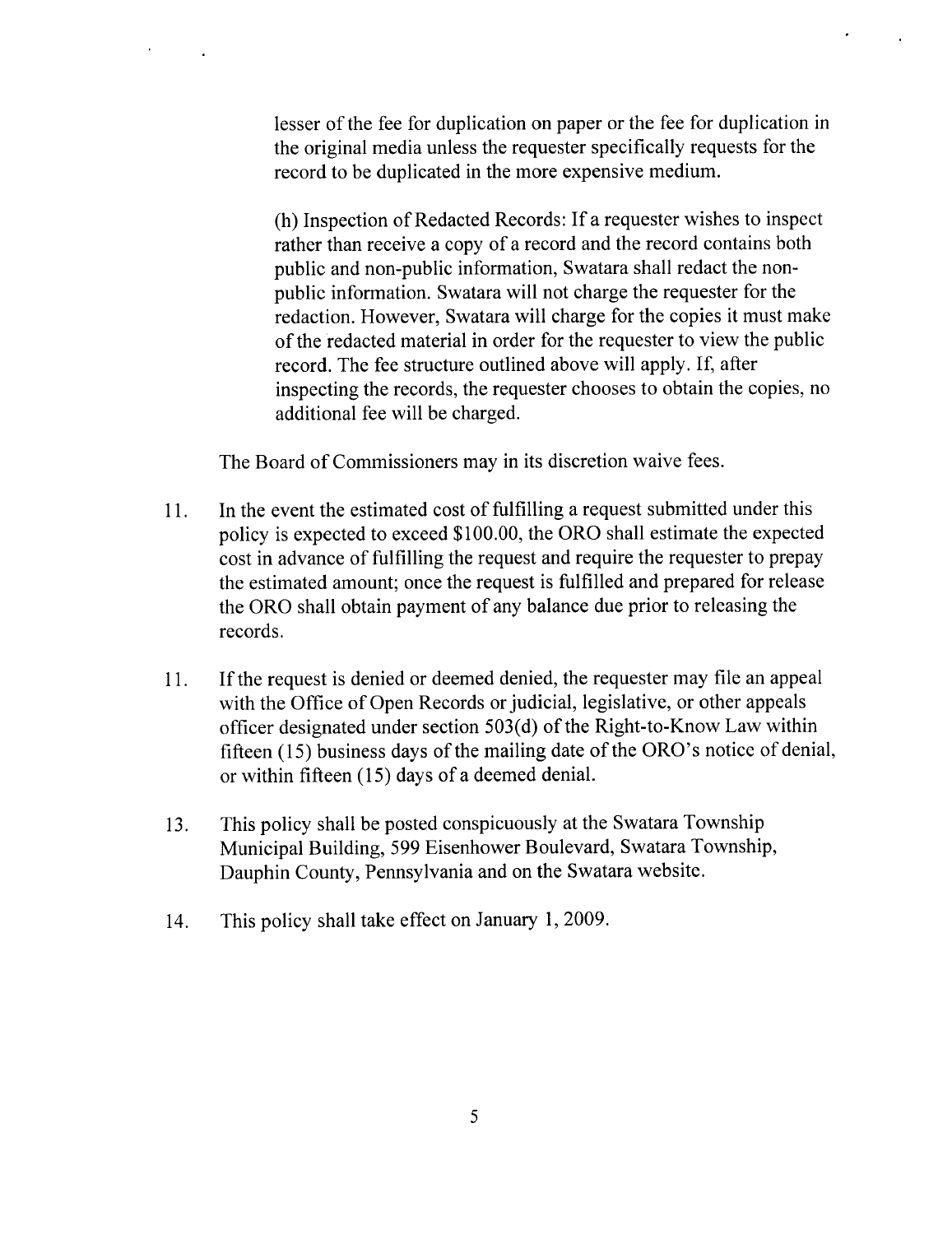lesser of the fee for duplication on paper or the fee for duplication in the original media unless the requester specifically requests for the record to be duplicated in the more expensive medium.

(h) Inspection of Redacted Records: If a requester wishes to inspect rather than receive a copy of a record and the record contains both public and non-public information, Swatara shall redact the non-public information. Swatara will not charge the requester for the redaction. However, Swatara will charge for the copies it must make of the redacted material in order for the requester to view the public record. The fee structure outlined above will apply. If, after inspecting the records, the requester chooses to obtain the copies, no additional fee will be charged.

The Board of Commissioners may in its discretion waive fees.

11. In the event the estimated cost of fulfilling a request submitted under this policy is expected to exceed $100.00, the ORO shall estimate the expected cost in advance of fulfilling the request and require the requester to prepay the estimated amount; once the request is fulfilled and prepared for release the ORO shall obtain payment of any balance due prior to releasing the records.

11. If the request is denied or deemed denied, the requester may file an appeal with the Office of Open Records or judicial, legislative, or other appeals officer designated under section 503(d) of the Right-to-Know Law within fifteen (15) business days of the mailing date of the ORO's notice of denial, or within fifteen (15) days of a deemed denial.

13. This policy shall be posted conspicuously at the Swatara Township Municipal Building, 599 Eisenhower Boulevard, Swatara Township, Dauphin County, Pennsylvania and on the Swatara website.

14. This policy shall take effect on January 1, 2009.